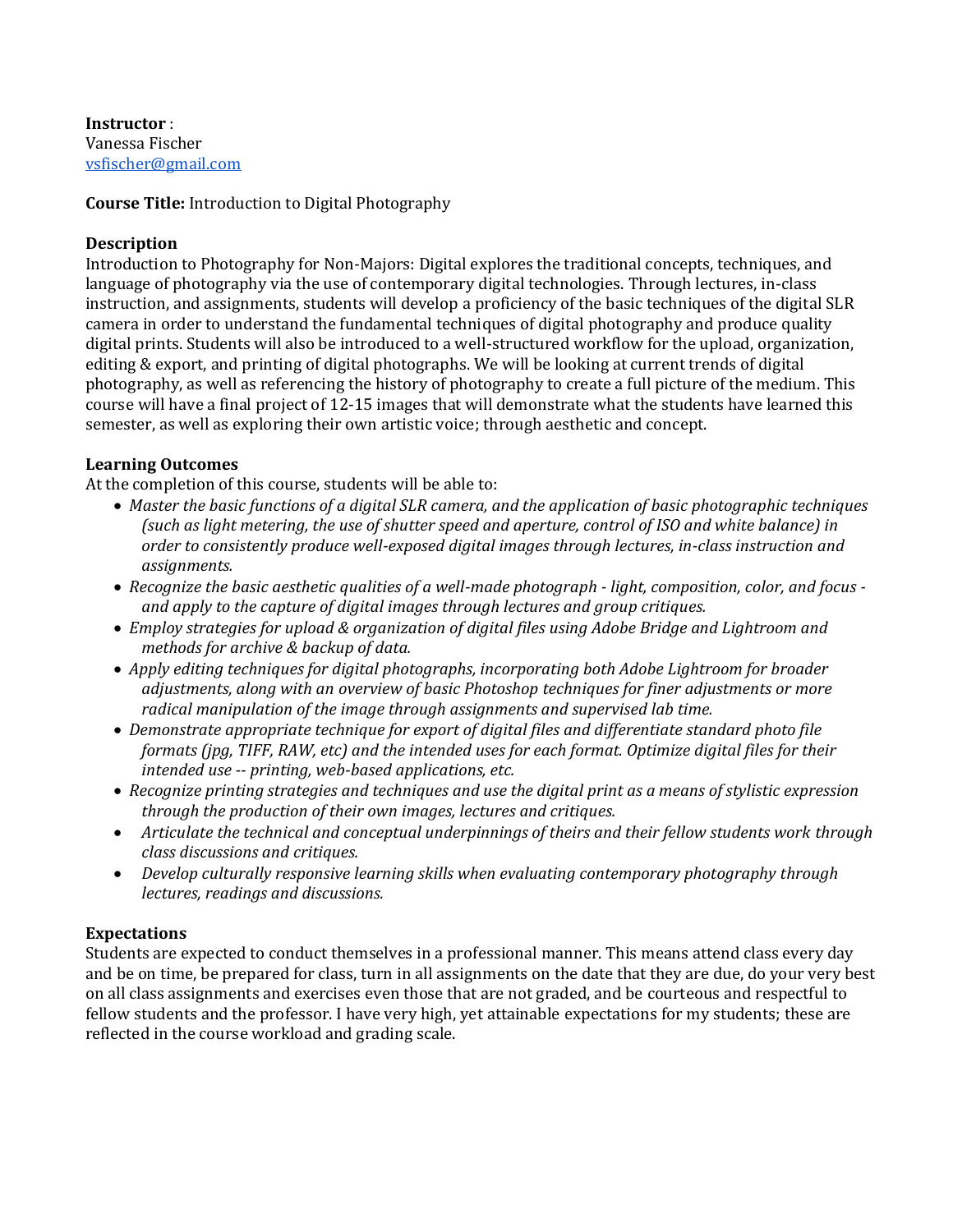**Instructor** :
Vanessa Fischer
vsfischer@gmail.com

**Course Title:** Introduction to Digital Photography

**Description**

Introduction to Photography for Non-Majors: Digital explores the traditional concepts, techniques, and language of photography via the use of contemporary digital technologies. Through lectures, in-class instruction, and assignments, students will develop a proficiency of the basic techniques of the digital SLR camera in order to understand the fundamental techniques of digital photography and produce quality digital prints. Students will also be introduced to a well-structured workflow for the upload, organization, editing & export, and printing of digital photographs. We will be looking at current trends of digital photography, as well as referencing the history of photography to create a full picture of the medium. This course will have a final project of 12-15 images that will demonstrate what the students have learned this semester, as well as exploring their own artistic voice; through aesthetic and concept.

**Learning Outcomes**

At the completion of this course, students will be able to:

- *Master the basic functions of a digital SLR camera, and the application of basic photographic techniques (such as light metering, the use of shutter speed and aperture, control of ISO and white balance) in order to consistently produce well-exposed digital images through lectures, in-class instruction and assignments.*
- *Recognize the basic aesthetic qualities of a well-made photograph - light, composition, color, and focus - and apply to the capture of digital images through lectures and group critiques.*
- *Employ strategies for upload & organization of digital files using Adobe Bridge and Lightroom and methods for archive & backup of data.*
- *Apply editing techniques for digital photographs, incorporating both Adobe Lightroom for broader adjustments, along with an overview of basic Photoshop techniques for finer adjustments or more radical manipulation of the image through assignments and supervised lab time.*
- *Demonstrate appropriate technique for export of digital files and differentiate standard photo file formats (jpg, TIFF, RAW, etc) and the intended uses for each format. Optimize digital files for their intended use -- printing, web-based applications, etc.*
- *Recognize printing strategies and techniques and use the digital print as a means of stylistic expression through the production of their own images, lectures and critiques.*
- *Articulate the technical and conceptual underpinnings of theirs and their fellow students work through class discussions and critiques.*
- *Develop culturally responsive learning skills when evaluating contemporary photography through lectures, readings and discussions.*

**Expectations**

Students are expected to conduct themselves in a professional manner. This means attend class every day and be on time, be prepared for class, turn in all assignments on the date that they are due, do your very best on all class assignments and exercises even those that are not graded, and be courteous and respectful to fellow students and the professor. I have very high, yet attainable expectations for my students; these are reflected in the course workload and grading scale.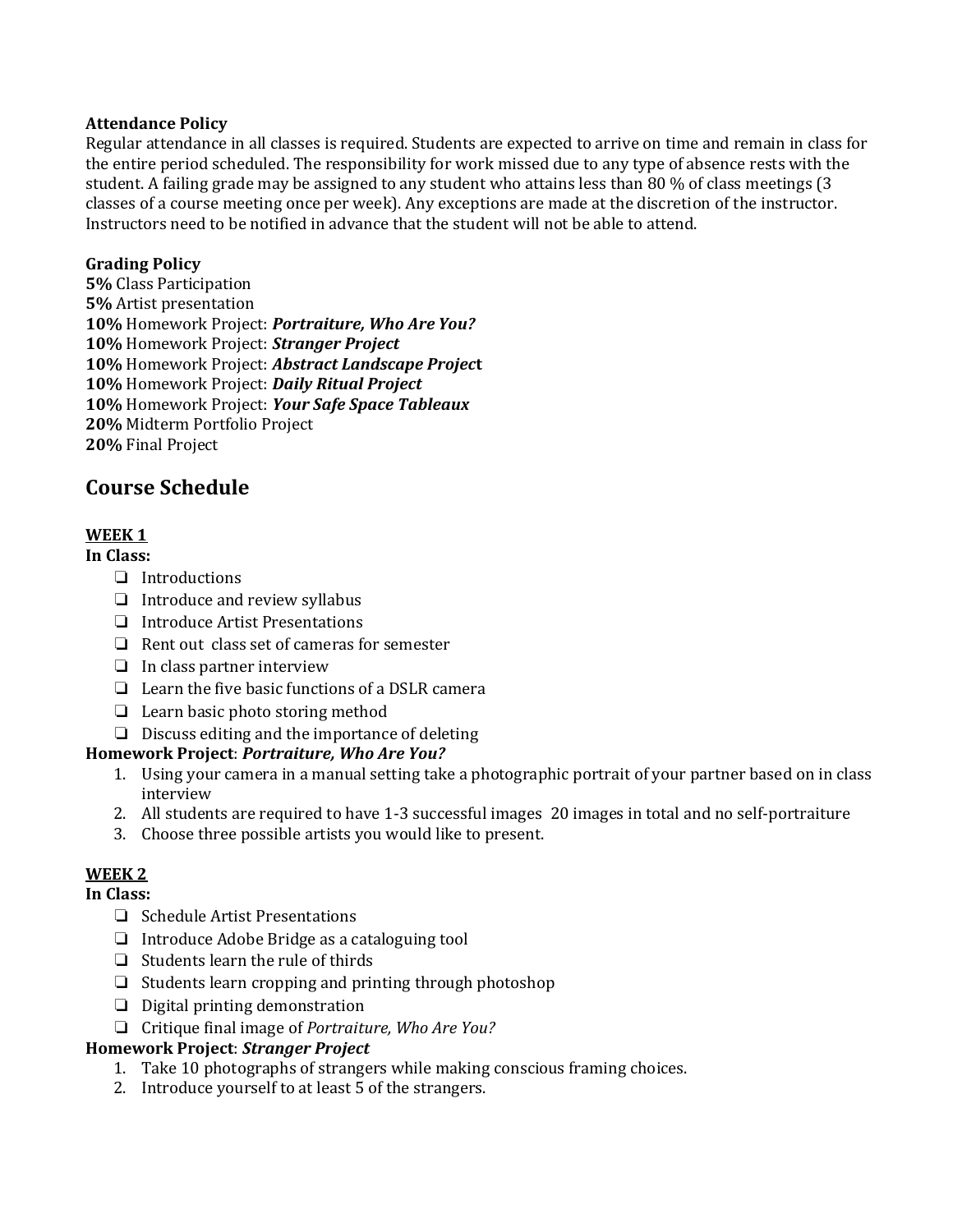**Attendance Policy**

Regular attendance in all classes is required. Students are expected to arrive on time and remain in class for the entire period scheduled. The responsibility for work missed due to any type of absence rests with the student. A failing grade may be assigned to any student who attains less than 80 % of class meetings (3 classes of a course meeting once per week). Any exceptions are made at the discretion of the instructor. Instructors need to be notified in advance that the student will not be able to attend.

**Grading Policy**

**5%** Class Participation
**5%** Artist presentation
**10%** Homework Project: ***Portraiture, Who Are You?***
**10%** Homework Project: ***Stranger Project***
**10%** Homework Project: ***Abstract Landscape Project***
**10%** Homework Project: ***Daily Ritual Project***
**10%** Homework Project: ***Your Safe Space Tableaux***
**20%** Midterm Portfolio Project
**20%** Final Project

## Course Schedule

**WEEK 1**

**In Class:**

- Introductions
- Introduce and review syllabus
- Introduce Artist Presentations
- Rent out class set of cameras for semester
- In class partner interview
- Learn the five basic functions of a DSLR camera
- Learn basic photo storing method
- Discuss editing and the importance of deleting

**Homework Project**: ***Portraiture, Who Are You?***

1. Using your camera in a manual setting take a photographic portrait of your partner based on in class interview
2. All students are required to have 1-3 successful images 20 images in total and no self-portraiture
3. Choose three possible artists you would like to present.

**WEEK 2**

**In Class:**

- Schedule Artist Presentations
- Introduce Adobe Bridge as a cataloguing tool
- Students learn the rule of thirds
- Students learn cropping and printing through photoshop
- Digital printing demonstration
- Critique final image of *Portraiture, Who Are You?*

**Homework Project**: ***Stranger Project***

1. Take 10 photographs of strangers while making conscious framing choices.
2. Introduce yourself to at least 5 of the strangers.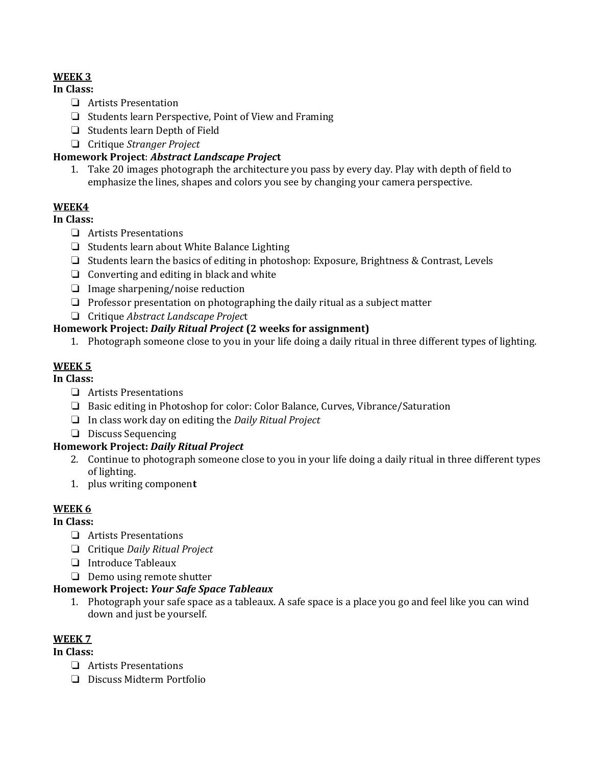**WEEK 3**

**In Class:**

- Artists Presentation
- Students learn Perspective, Point of View and Framing
- Students learn Depth of Field
- Critique *Stranger Project*

**Homework Project**: ***Abstract Landscape Project***

1. Take 20 images photograph the architecture you pass by every day. Play with depth of field to emphasize the lines, shapes and colors you see by changing your camera perspective.

**WEEK4**

**In Class:**

- Artists Presentations
- Students learn about White Balance Lighting
- Students learn the basics of editing in photoshop: Exposure, Brightness & Contrast, Levels
- Converting and editing in black and white
- Image sharpening/noise reduction
- Professor presentation on photographing the daily ritual as a subject matter
- Critique *Abstract Landscape Project*

**Homework Project: *Daily Ritual Project* (2 weeks for assignment)**

1. Photograph someone close to you in your life doing a daily ritual in three different types of lighting.

**WEEK 5**

**In Class:**

- Artists Presentations
- Basic editing in Photoshop for color: Color Balance, Curves, Vibrance/Saturation
- In class work day on editing the *Daily Ritual Project*
- Discuss Sequencing

**Homework Project: *Daily Ritual Project***

2. Continue to photograph someone close to you in your life doing a daily ritual in three different types of lighting.
1. plus writing componen**t**

**WEEK 6**

**In Class:**

- Artists Presentations
- Critique *Daily Ritual Project*
- Introduce Tableaux
- Demo using remote shutter

**Homework Project: *Your Safe Space Tableaux***

1. Photograph your safe space as a tableaux. A safe space is a place you go and feel like you can wind down and just be yourself.

**WEEK 7**

**In Class:**

- Artists Presentations
- Discuss Midterm Portfolio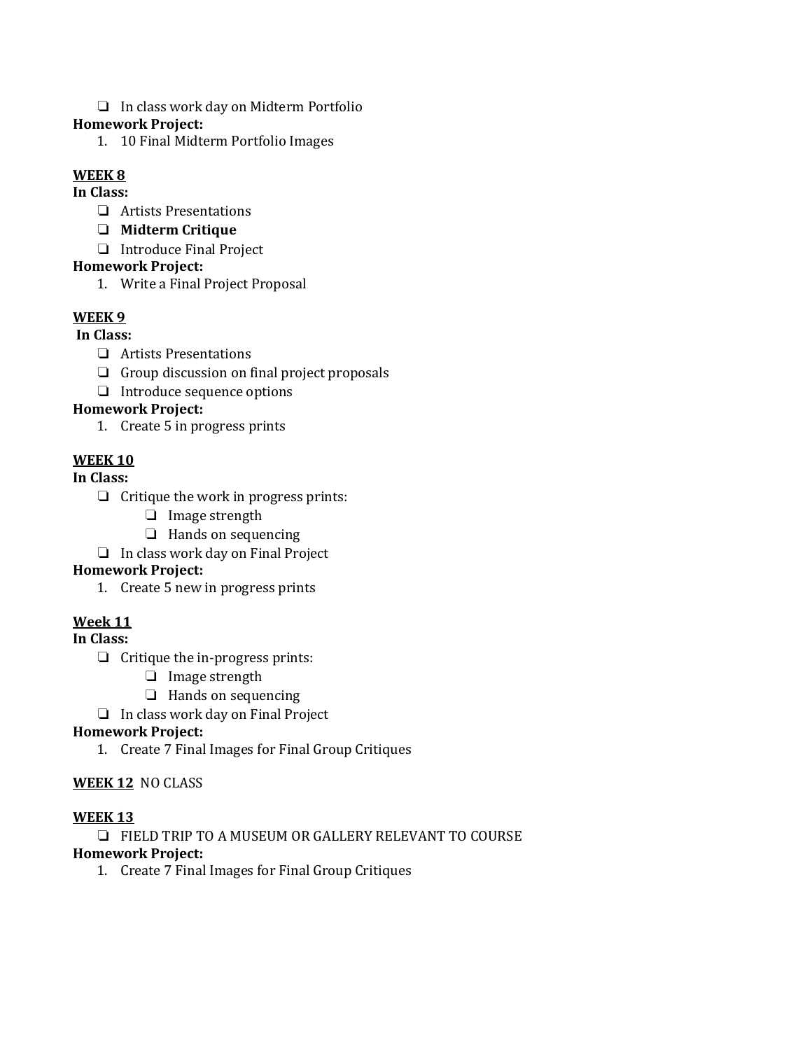- ❏ In class work day on Midterm Portfolio

**Homework Project:**

1. 10 Final Midterm Portfolio Images

**<u>WEEK 8</u>**

**In Class:**

- ❏ Artists Presentations
- ❏ **Midterm Critique**
- ❏ Introduce Final Project

**Homework Project:**

1. Write a Final Project Proposal

**<u>WEEK 9</u>**

**In Class:**

- ❏ Artists Presentations
- ❏ Group discussion on final project proposals
- ❏ Introduce sequence options

**Homework Project:**

1. Create 5 in progress prints

**<u>WEEK 10</u>**

**In Class:**

- ❏ Critique the work in progress prints:
  - ❏ Image strength
  - ❏ Hands on sequencing
- ❏ In class work day on Final Project

**Homework Project:**

1. Create 5 new in progress prints

**<u>Week 11</u>**

**In Class:**

- ❏ Critique the in-progress prints:
  - ❏ Image strength
  - ❏ Hands on sequencing
- ❏ In class work day on Final Project

**Homework Project:**

1. Create 7 Final Images for Final Group Critiques

**<u>WEEK 12</u>** NO CLASS

**<u>WEEK 13</u>**

- ❏ FIELD TRIP TO A MUSEUM OR GALLERY RELEVANT TO COURSE

**Homework Project:**

1. Create 7 Final Images for Final Group Critiques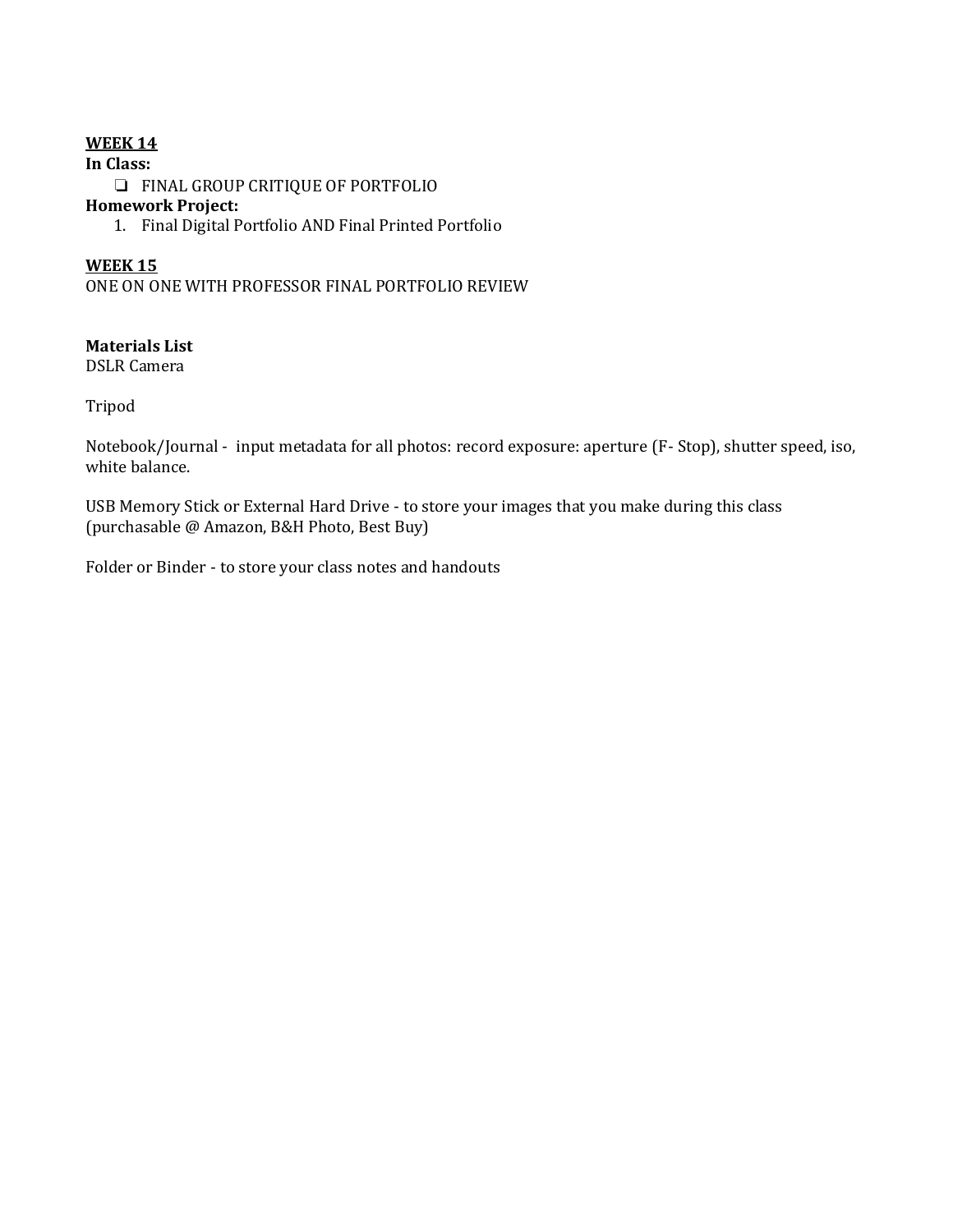**WEEK 14**

**In Class:**

- ❏ FINAL GROUP CRITIQUE OF PORTFOLIO

**Homework Project:**

1. Final Digital Portfolio AND Final Printed Portfolio

**WEEK 15**

ONE ON ONE WITH PROFESSOR FINAL PORTFOLIO REVIEW

**Materials List**

DSLR Camera

Tripod

Notebook/Journal - input metadata for all photos: record exposure: aperture (F- Stop), shutter speed, iso, white balance.

USB Memory Stick or External Hard Drive - to store your images that you make during this class (purchasable @ Amazon, B&H Photo, Best Buy)

Folder or Binder - to store your class notes and handouts